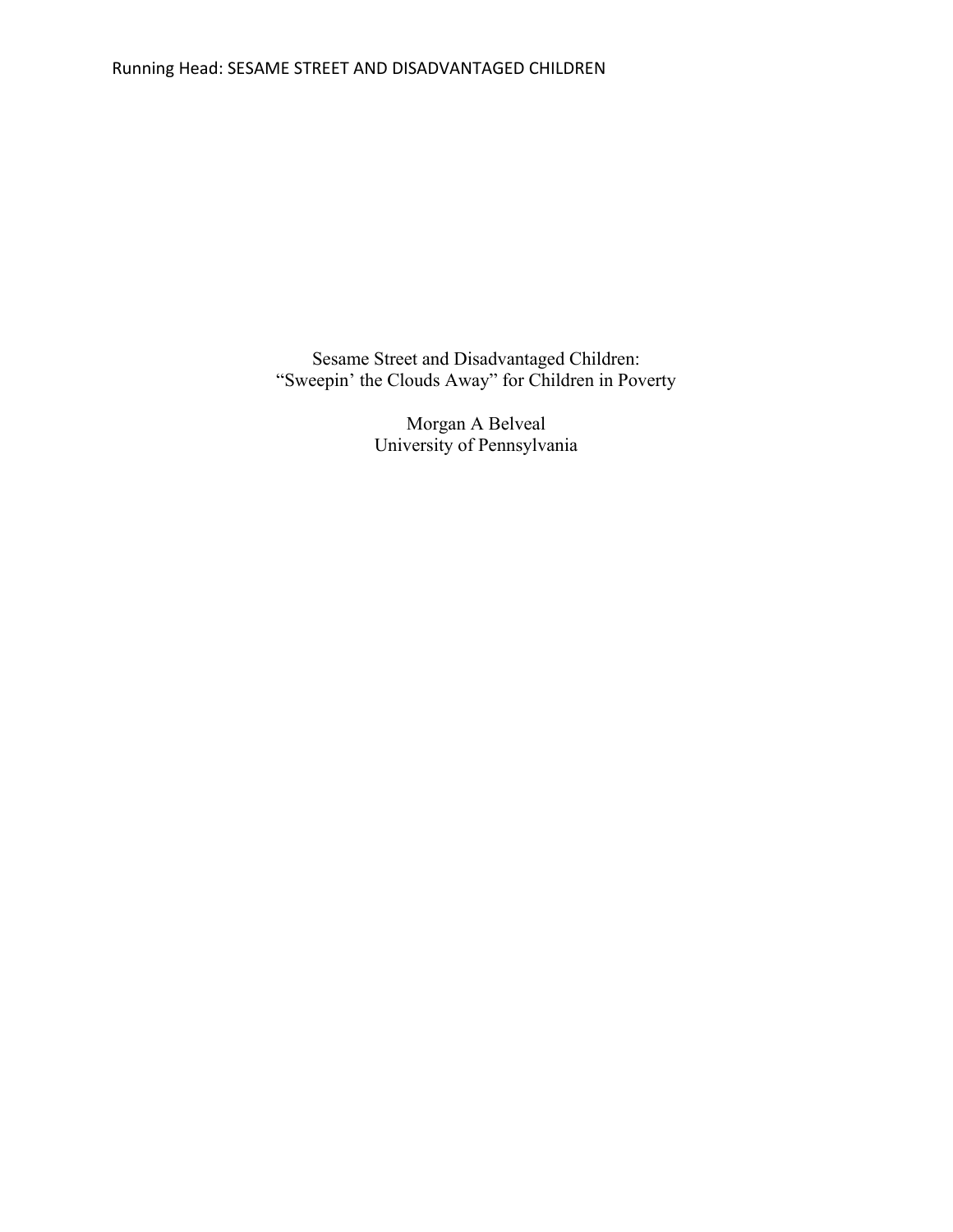# Sesame Street and Disadvantaged Children:
# "Sweepin' the Clouds Away" for Children in Poverty

Morgan A Belveal
University of Pennsylvania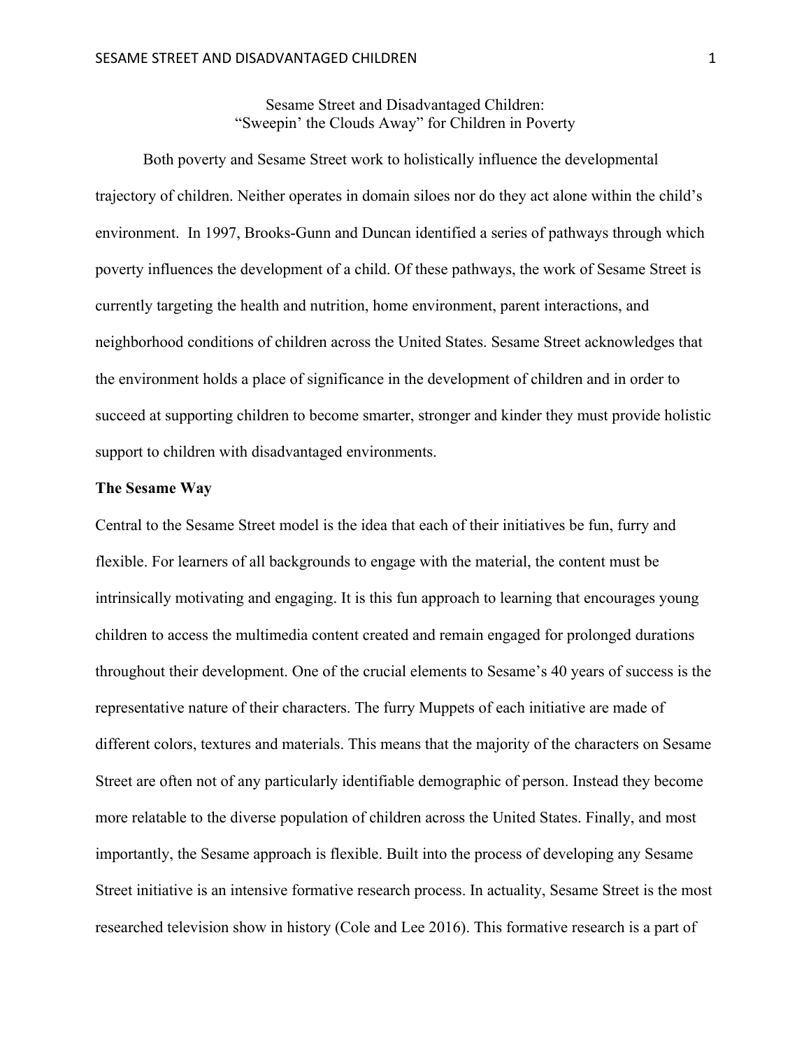# Sesame Street and Disadvantaged Children: "Sweepin' the Clouds Away" for Children in Poverty

Both poverty and Sesame Street work to holistically influence the developmental trajectory of children. Neither operates in domain siloes nor do they act alone within the child's environment. In 1997, Brooks-Gunn and Duncan identified a series of pathways through which poverty influences the development of a child. Of these pathways, the work of Sesame Street is currently targeting the health and nutrition, home environment, parent interactions, and neighborhood conditions of children across the United States. Sesame Street acknowledges that the environment holds a place of significance in the development of children and in order to succeed at supporting children to become smarter, stronger and kinder they must provide holistic support to children with disadvantaged environments.

## The Sesame Way

Central to the Sesame Street model is the idea that each of their initiatives be fun, furry and flexible. For learners of all backgrounds to engage with the material, the content must be intrinsically motivating and engaging. It is this fun approach to learning that encourages young children to access the multimedia content created and remain engaged for prolonged durations throughout their development. One of the crucial elements to Sesame's 40 years of success is the representative nature of their characters. The furry Muppets of each initiative are made of different colors, textures and materials. This means that the majority of the characters on Sesame Street are often not of any particularly identifiable demographic of person. Instead they become more relatable to the diverse population of children across the United States. Finally, and most importantly, the Sesame approach is flexible. Built into the process of developing any Sesame Street initiative is an intensive formative research process. In actuality, Sesame Street is the most researched television show in history (Cole and Lee 2016). This formative research is a part of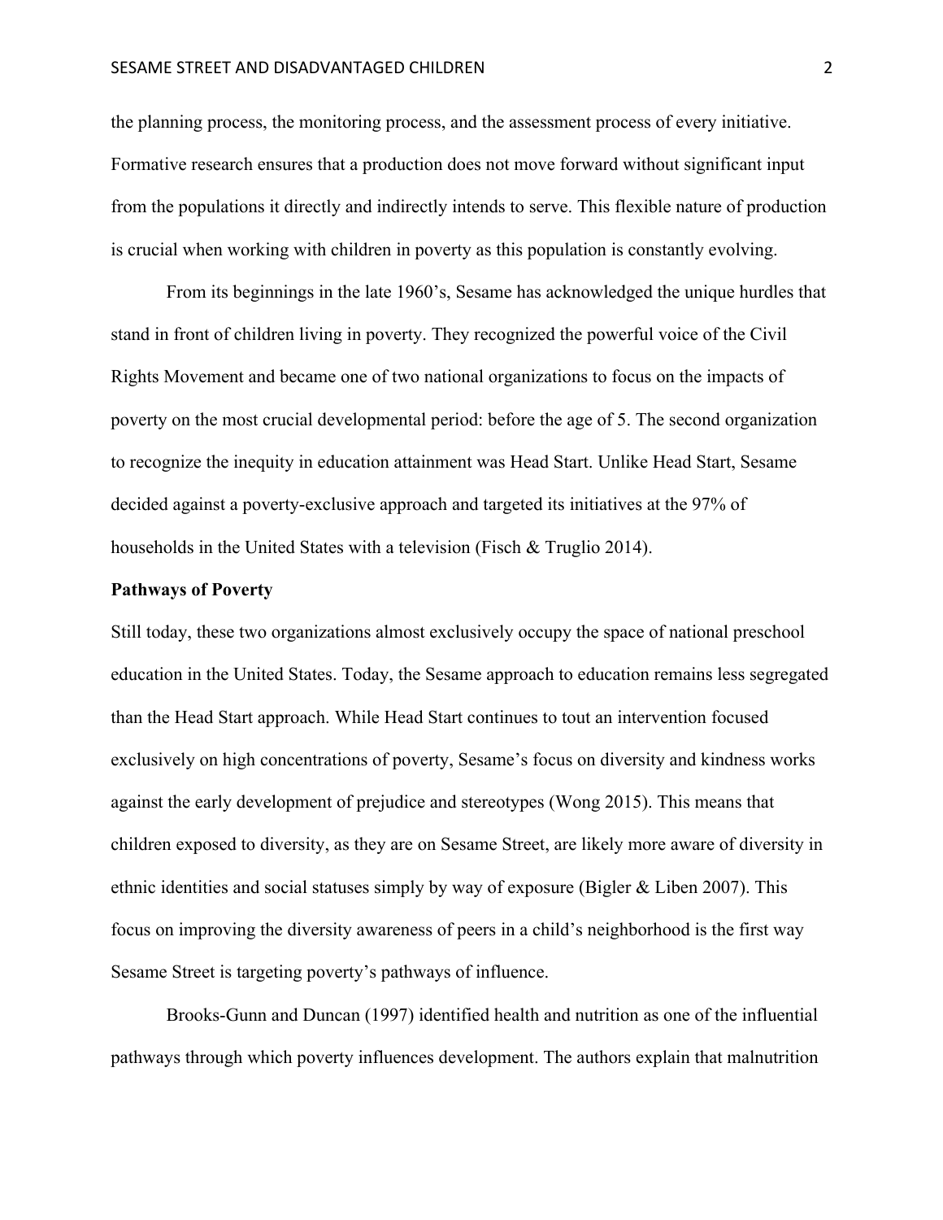the planning process, the monitoring process, and the assessment process of every initiative. Formative research ensures that a production does not move forward without significant input from the populations it directly and indirectly intends to serve. This flexible nature of production is crucial when working with children in poverty as this population is constantly evolving.

From its beginnings in the late 1960's, Sesame has acknowledged the unique hurdles that stand in front of children living in poverty. They recognized the powerful voice of the Civil Rights Movement and became one of two national organizations to focus on the impacts of poverty on the most crucial developmental period: before the age of 5. The second organization to recognize the inequity in education attainment was Head Start. Unlike Head Start, Sesame decided against a poverty-exclusive approach and targeted its initiatives at the 97% of households in the United States with a television (Fisch & Truglio 2014).

**Pathways of Poverty**

Still today, these two organizations almost exclusively occupy the space of national preschool education in the United States. Today, the Sesame approach to education remains less segregated than the Head Start approach. While Head Start continues to tout an intervention focused exclusively on high concentrations of poverty, Sesame's focus on diversity and kindness works against the early development of prejudice and stereotypes (Wong 2015). This means that children exposed to diversity, as they are on Sesame Street, are likely more aware of diversity in ethnic identities and social statuses simply by way of exposure (Bigler & Liben 2007). This focus on improving the diversity awareness of peers in a child's neighborhood is the first way Sesame Street is targeting poverty's pathways of influence.

Brooks-Gunn and Duncan (1997) identified health and nutrition as one of the influential pathways through which poverty influences development. The authors explain that malnutrition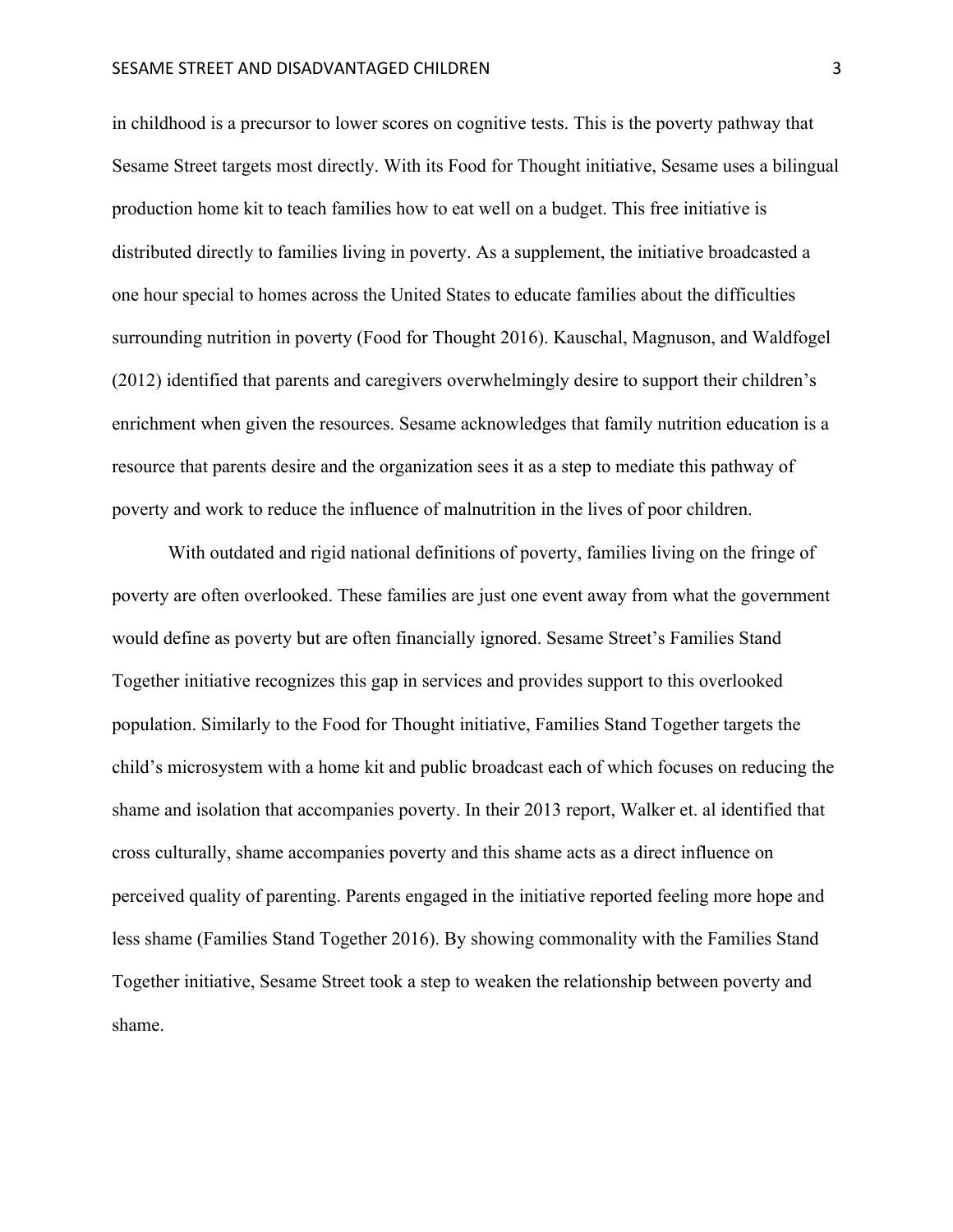in childhood is a precursor to lower scores on cognitive tests. This is the poverty pathway that Sesame Street targets most directly. With its Food for Thought initiative, Sesame uses a bilingual production home kit to teach families how to eat well on a budget. This free initiative is distributed directly to families living in poverty. As a supplement, the initiative broadcasted a one hour special to homes across the United States to educate families about the difficulties surrounding nutrition in poverty (Food for Thought 2016). Kauschal, Magnuson, and Waldfogel (2012) identified that parents and caregivers overwhelmingly desire to support their children's enrichment when given the resources. Sesame acknowledges that family nutrition education is a resource that parents desire and the organization sees it as a step to mediate this pathway of poverty and work to reduce the influence of malnutrition in the lives of poor children.

With outdated and rigid national definitions of poverty, families living on the fringe of poverty are often overlooked. These families are just one event away from what the government would define as poverty but are often financially ignored. Sesame Street's Families Stand Together initiative recognizes this gap in services and provides support to this overlooked population. Similarly to the Food for Thought initiative, Families Stand Together targets the child's microsystem with a home kit and public broadcast each of which focuses on reducing the shame and isolation that accompanies poverty. In their 2013 report, Walker et. al identified that cross culturally, shame accompanies poverty and this shame acts as a direct influence on perceived quality of parenting. Parents engaged in the initiative reported feeling more hope and less shame (Families Stand Together 2016). By showing commonality with the Families Stand Together initiative, Sesame Street took a step to weaken the relationship between poverty and shame.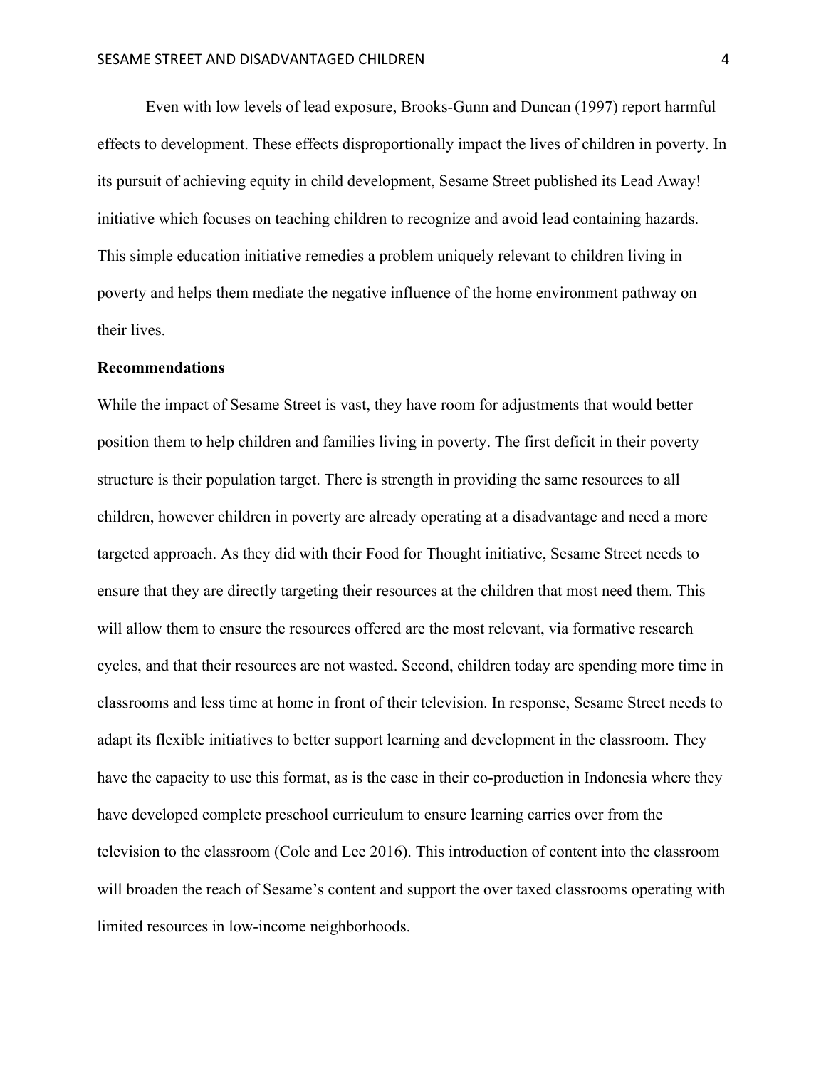Even with low levels of lead exposure, Brooks-Gunn and Duncan (1997) report harmful effects to development. These effects disproportionally impact the lives of children in poverty. In its pursuit of achieving equity in child development, Sesame Street published its Lead Away! initiative which focuses on teaching children to recognize and avoid lead containing hazards. This simple education initiative remedies a problem uniquely relevant to children living in poverty and helps them mediate the negative influence of the home environment pathway on their lives.

**Recommendations**

While the impact of Sesame Street is vast, they have room for adjustments that would better position them to help children and families living in poverty. The first deficit in their poverty structure is their population target. There is strength in providing the same resources to all children, however children in poverty are already operating at a disadvantage and need a more targeted approach. As they did with their Food for Thought initiative, Sesame Street needs to ensure that they are directly targeting their resources at the children that most need them. This will allow them to ensure the resources offered are the most relevant, via formative research cycles, and that their resources are not wasted. Second, children today are spending more time in classrooms and less time at home in front of their television. In response, Sesame Street needs to adapt its flexible initiatives to better support learning and development in the classroom. They have the capacity to use this format, as is the case in their co-production in Indonesia where they have developed complete preschool curriculum to ensure learning carries over from the television to the classroom (Cole and Lee 2016). This introduction of content into the classroom will broaden the reach of Sesame's content and support the over taxed classrooms operating with limited resources in low-income neighborhoods.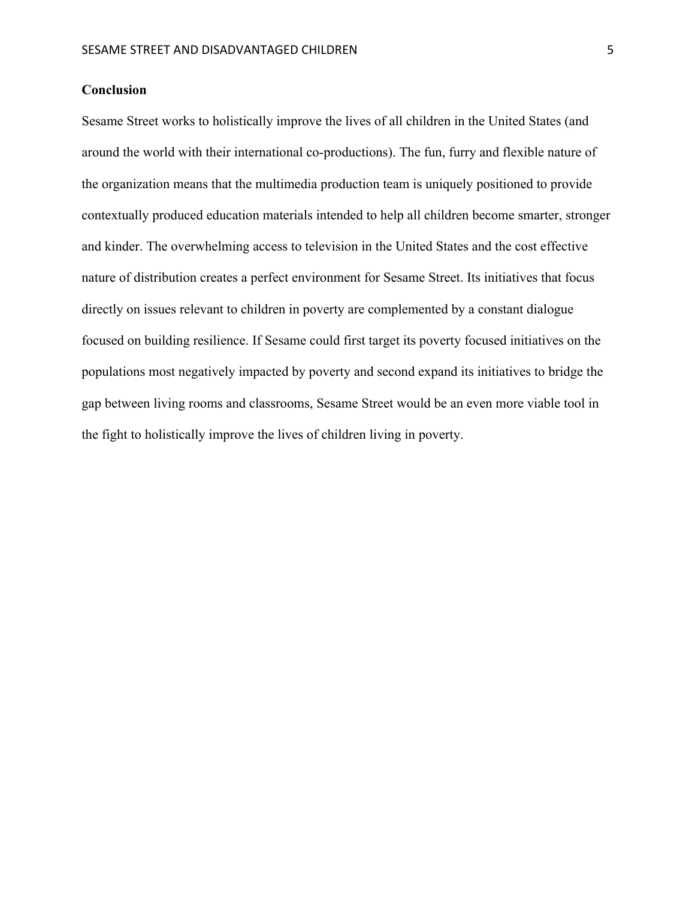## Conclusion

Sesame Street works to holistically improve the lives of all children in the United States (and around the world with their international co-productions). The fun, furry and flexible nature of the organization means that the multimedia production team is uniquely positioned to provide contextually produced education materials intended to help all children become smarter, stronger and kinder. The overwhelming access to television in the United States and the cost effective nature of distribution creates a perfect environment for Sesame Street. Its initiatives that focus directly on issues relevant to children in poverty are complemented by a constant dialogue focused on building resilience. If Sesame could first target its poverty focused initiatives on the populations most negatively impacted by poverty and second expand its initiatives to bridge the gap between living rooms and classrooms, Sesame Street would be an even more viable tool in the fight to holistically improve the lives of children living in poverty.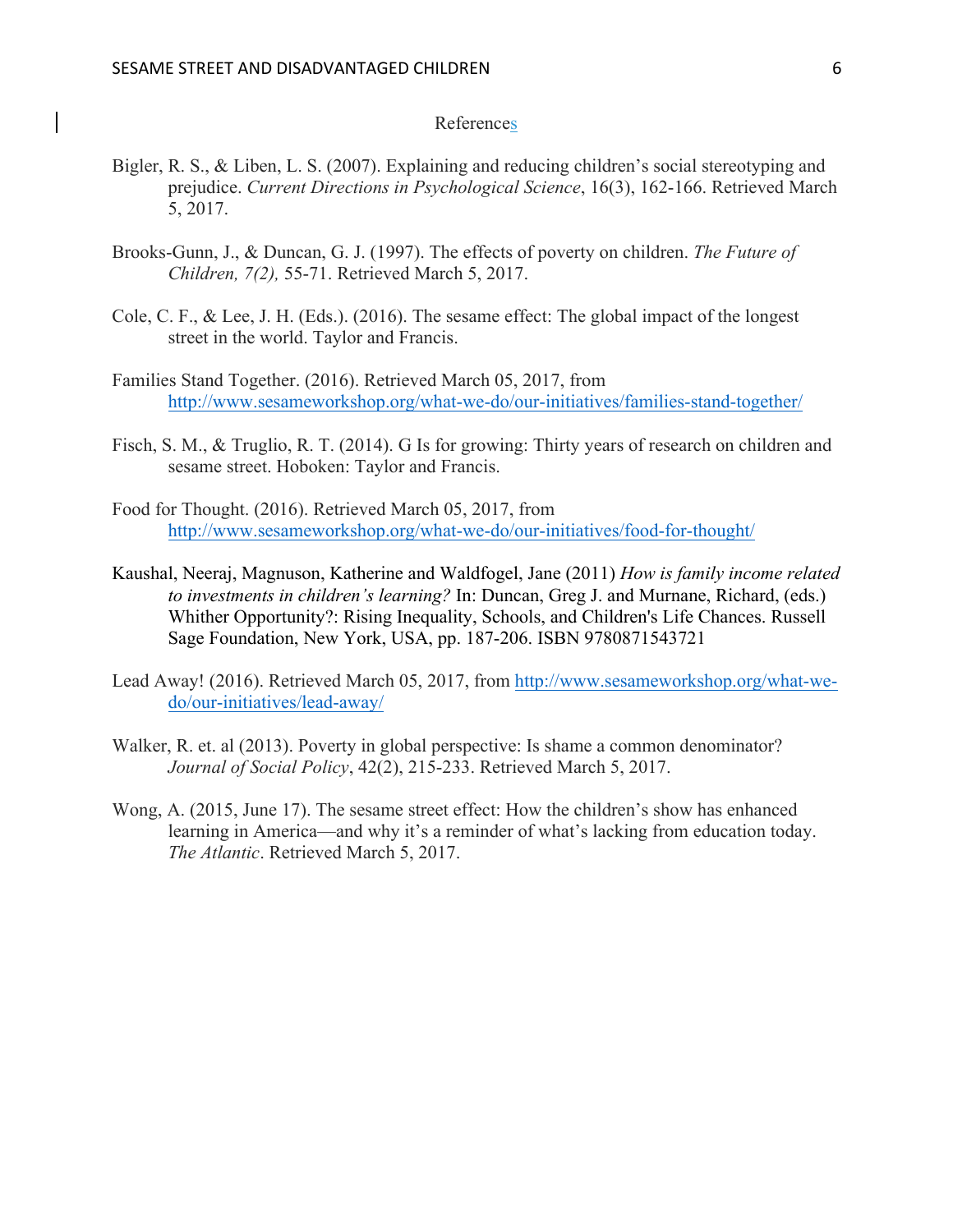# References

Bigler, R. S., & Liben, L. S. (2007). Explaining and reducing children's social stereotyping and prejudice. *Current Directions in Psychological Science*, 16(3), 162-166. Retrieved March 5, 2017.

Brooks-Gunn, J., & Duncan, G. J. (1997). The effects of poverty on children. *The Future of Children, 7(2),* 55-71. Retrieved March 5, 2017.

Cole, C. F., & Lee, J. H. (Eds.). (2016). The sesame effect: The global impact of the longest street in the world. Taylor and Francis.

Families Stand Together. (2016). Retrieved March 05, 2017, from http://www.sesameworkshop.org/what-we-do/our-initiatives/families-stand-together/

Fisch, S. M., & Truglio, R. T. (2014). G Is for growing: Thirty years of research on children and sesame street. Hoboken: Taylor and Francis.

Food for Thought. (2016). Retrieved March 05, 2017, from http://www.sesameworkshop.org/what-we-do/our-initiatives/food-for-thought/

Kaushal, Neeraj, Magnuson, Katherine and Waldfogel, Jane (2011) *How is family income related to investments in children's learning?* In: Duncan, Greg J. and Murnane, Richard, (eds.) Whither Opportunity?: Rising Inequality, Schools, and Children's Life Chances. Russell Sage Foundation, New York, USA, pp. 187-206. ISBN 9780871543721

Lead Away! (2016). Retrieved March 05, 2017, from http://www.sesameworkshop.org/what-we-do/our-initiatives/lead-away/

Walker, R. et. al (2013). Poverty in global perspective: Is shame a common denominator? *Journal of Social Policy*, 42(2), 215-233. Retrieved March 5, 2017.

Wong, A. (2015, June 17). The sesame street effect: How the children's show has enhanced learning in America—and why it's a reminder of what's lacking from education today. *The Atlantic*. Retrieved March 5, 2017.